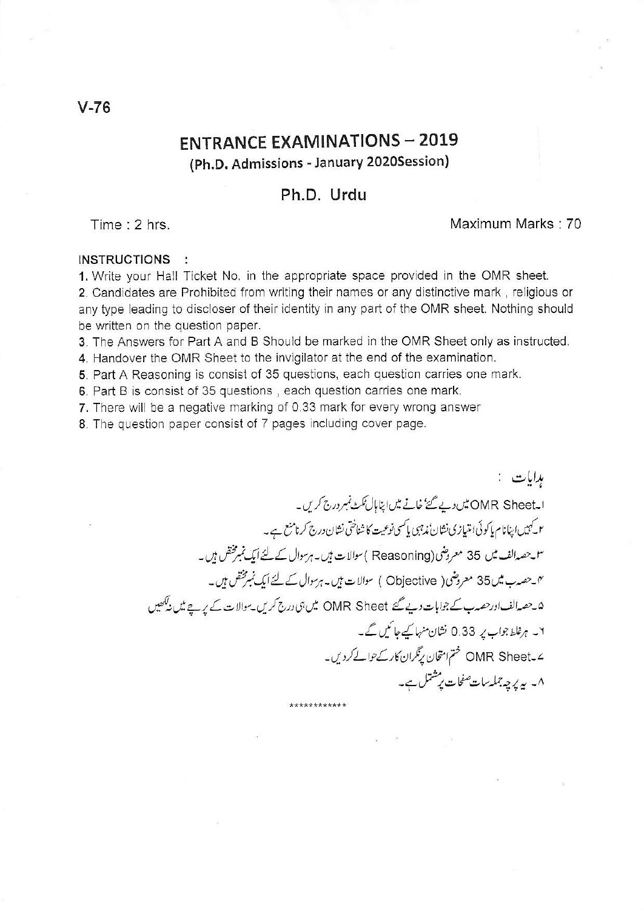V-76

# ENTRANCE EXAMINATIONS – 2019

## (Ph.D. Admissions - January 2020Session)

## Ph.D. Urdu

Time : 2 hrs. Maximum Marks : 70

**INSTRUCTIONS :**

1. Write your Hall Ticket No. in the appropriate space provided in the OMR sheet.
2. Candidates are Prohibited from writing their names or any distinctive mark , religious or any type leading to discloser of their identity in any part of the OMR sheet. Nothing should be written on the question paper.
3. The Answers for Part A and B Should be marked in the OMR Sheet only as instructed.
4. Handover the OMR Sheet to the invigilator at the end of the examination.
5. Part A Reasoning is consist of 35 questions, each question carries one mark.
6. Part B is consist of 35 questions , each question carries one mark.
7. There will be a negative marking of 0.33 mark for every wrong answer
8. The question paper consist of 7 pages including cover page.

ہدایات :

۱۔ OMR Sheet میں دیے گئے خانے میں اپنا ہال ٹکٹ نمبر درج کریں۔

۲۔ کہیں اپنا نام یا کوئی امتیازی نشان مذہبی یا کسی نوعیت کا شناختی نشان درج کرنا منع ہے۔

۳۔ حصہ الف میں 35 معروضی (Reasoning) سوالات ہیں۔ ہر سوال کے لئے ایک نمبر مختص ہیں۔

۴۔ حصہ ب میں 35 معروضی ( Objective ) سوالات ہیں۔ ہر سوال کے لئے ایک نمبر مختص ہیں۔

۵۔ حصہ الف اور حصہ ب کے جوابات دیے گئے OMR Sheet میں ہی درج کریں۔ سوالات کے پرچے میں نہ لکھیں

۶۔ ہر غلط جواب پر 0.33 نشان منہا کیے جائیں گے۔

۷۔ OMR Sheet ختم امتحان پر نگران کار کے حوالے کر دیں۔

۸۔ یہ پرچہ جملہ سات صفحات پر مشتمل ہے۔

************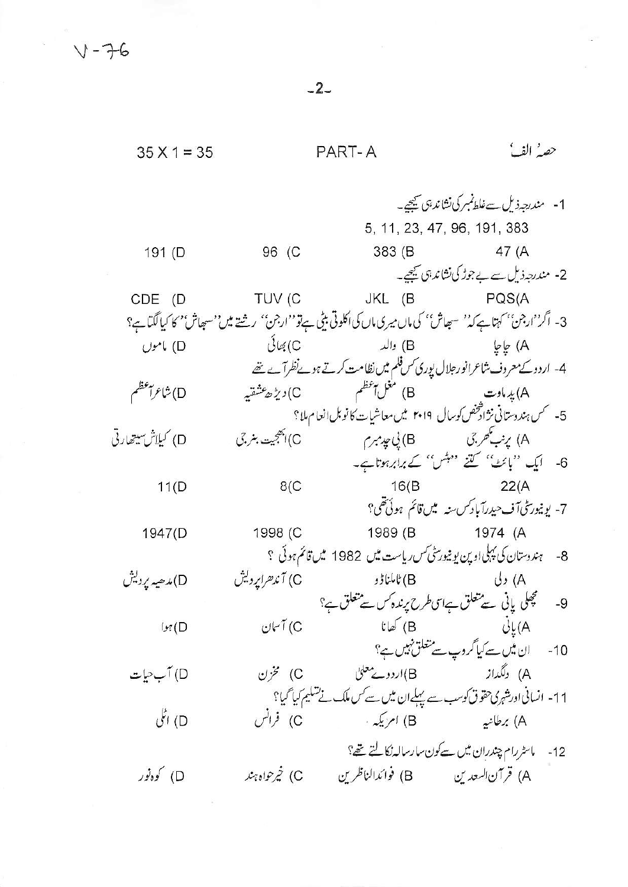V-76

35 X 1 = 35 PART- A حصۂ الف

1- مندرجہ ذیل سے غلط نمبر کی نشاندہی کیجیے۔

5, 11, 23, 47, 96, 191, 383

A) 47 B) 383 C) 96 D) 191

2- مندرجہ ذیل سے بے جوڑ کی نشاندہی کیجیے۔

A) PQS B) JKL C) TUV D) CDE

3- اگر "ارجن" کہتا ہے کہ "سبھاش" کی ماں میری ماں کی اکلوتی بیٹی ہے تو "ارجن" رشتے میں "سبھاش" کا کیا لگتا ہے؟

A) چاچا B) والد C) بھائی D) ماموں

4- اردو کے معروف شاعر انور جلال پوری کس فلم میں نظامت کرتے ہوئے نظر آئے تھے

A) پدماوت B) مغل اعظم C) ڈیڑھ عشقیہ D) شاعر اعظم

5- کس ہندوستانی نژاد شخص کو سال ۲۰۱۹ میں معاشیات کا نوبل انعام ملا؟

A) پرنب مکھرجی B) پی چدمبرم C) ابھجیت بنرجی D) کیلاش ستیارتی

6- ایک "بائٹ" کتنے "بٹس" کے برابر ہوتا ہے۔

A) 22 B) 16 C) 8 D) 11

7- یونیورسٹی آف حیدرآباد کس سنہ میں قائم ہوئی تھی؟

A) 1974 B) 1989 C) 1998 D) 1947

8- ہندوستان کی پہلی اوپن یونیورسٹی کس ریاست میں 1982 میں قائم ہوئی ؟

A) دلی B) ٹاملناڈو C) آندھرا پردیش D) مدھیہ پردیش

9- مچھلی پانی سے متعلق ہے اسی طرح پرندہ کس سے متعلق ہے؟

A) پانی B) کھانا C) آسمان D) ہوا

10- ان میں سے کیا گروپ سے متعلق نہیں ہے؟

A) دلگداز B) اردوئے معلیٰ C) مخزن D) آب حیات

11- انسانی اور شہری حقوق کو سب سے پہلے ان میں سے کس ملک نے تسلیم کیا گیا؟

A) برطانیہ B) امریکہ C) فرانس D) اٹلی

12- ماسٹر رام چندران میں سے کون سا رسالہ نکالتے تھے؟

A) قرآن السعدین B) فوائد الناظرین C) خیرخواہ ہند D) کوہ نور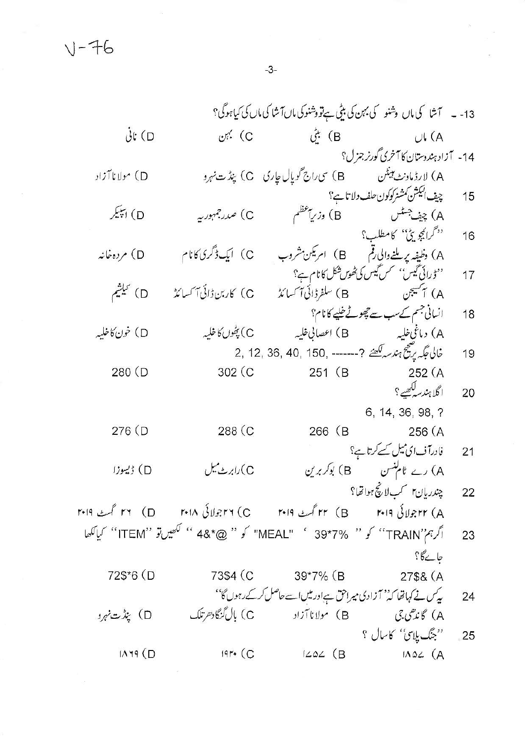V-76

13- آشا کی ماں وشنو کی بہن کی بیٹی ہے تو وشنو کی ماں آشا کی ماں کی کیا ہوگی؟

A) ماں B) بیٹی C) بہن D) نانی

14- آزاد ہندوستان کا آخری گورنر جنرل؟

A) لارڈ ماؤنٹ بیٹن B) سی راج گوپال چاری C) پنڈت نہرو D) مولانا آزاد

15 چیف الیکشن کمشنر کو کون حلف دلاتا ہے؟

A) چیف جسٹس B) وزیر اعظم C) صدر جمہوریہ D) اسپیکر

16 ''گرایجویٹی'' کا مطلب؟

A) وظیفہ پر ملنے والی رقم B) امریکن مشروب C) ایک ڈگری کا نام D) مردہ خانہ

17 ''ڈرائی گیس'' کس گیس کی ٹھوس شکل کا نام ہے؟

A) آکسیجن B) سلفر ڈائی آکسائڈ C) کاربن ڈائی آکسائڈ D) کیلشیم

18 انسانی جسم کے سب سے چھوٹے خلیے کا نام؟

A) دماغی خلیہ B) اعصابی خلیہ C) پٹھوں کا خلیہ D) خون کا خلیہ

19 خالی جگہ پر صحیح ہندسہ لکھئے ?------- ,150 ,40 ,36 ,12 ,2

A) 252 B) 251 C) 302 D) 280

20 اگلا ہندسہ لکھیے؟

6, 14, 36, 98, ?

A) 256 B) 266 C) 288 D) 276

21 فادر آف ای میل کسے کہتا ہے؟

A) رے ٹاملنسن B) بوکر برین C) رابرٹ میل D) ڈیسوزا

22 چندریان۲ کب لانچ ہوا تھا؟

A) ۲۲ جولائی ۲۰۱۹ B) ۲۲ گسٹ ۲۰۱۹ C) ۲۶ جولائی ۲۰۱۸ D) ۲۶ گسٹ ۲۰۱۹

23 اگر ہم ''TRAIN'' کو '' 39*7% '' ، ''MEAL'' کو '' @*&4 '' لکھیں تو ''ITEM'' کیا لکھا جائے گا؟

A) 27$& B) 39*7% C) 73$4 D) 72$*6

24 یہ کس نے کہا تھا کہ ''آزادی میرا حق ہے اور میں اسے حاصل کر کے رہوں گا''

A) گاندھی جی B) مولانا آزاد C) بال گنگادھر تلک D) پنڈت نہرو

25 ''جنگ پلاسی'' کا سال ؟

A) ۱۸۵۷ B) ۱۷۵۷ C) ۱۹۳۰ D) ۱۸۶۹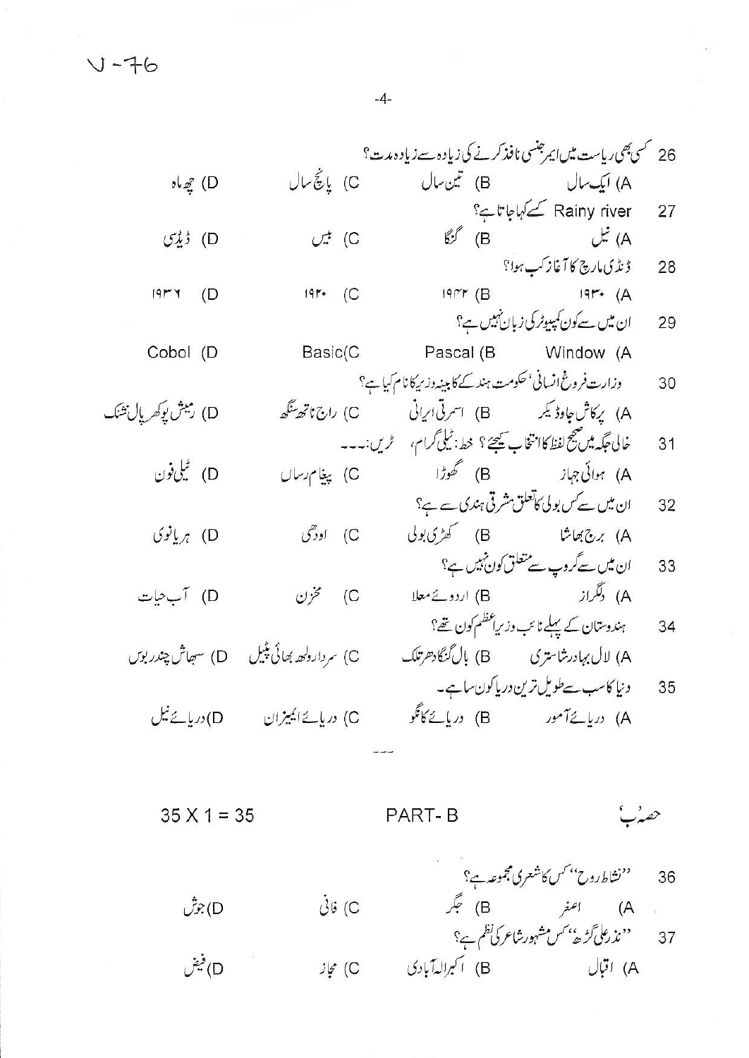V-76

26 کسی بھی ریاست میں ایمرجنسی نافذ کرنے کی زیادہ سے زیادہ مدت؟

A) ایک سال B) تین سال C) پانچ سال D) چھ ماہ

27 Rainy river کسے کہا جاتا ہے؟

A) نیل B) گنگا C) بیس D) ڈیڈی

28 ڈنڈی مارچ کا آغاز کب ہوا؟

A) ۱۹۳۰ B) ۱۹۴۲ C) ۱۹۲۰ D) ۱۹۳۶

29 ان میں سے کون کمپیوٹر کی زبان نہیں ہے؟

A) Window B) Pascal C) Basic D) Cobol

30 وزارت فروغ انسانی' حکومت ہند کے کابینہ وزیر کا نام کیا ہے؟

A) پرکاش جاوڈیکر B) اسمرتی ایرانی C) راج ناتھ سنگھ D) رمیش پوکھریال نشنک

31 خالی جگہ میں صحیح لفظ کا انتخاب کیجئے؟ خط: ٹیلی گرام، ٹرین:۔۔۔

A) ہوائی جہاز B) گھوڑا C) پیغام رساں D) ٹیلی فون

32 ان میں سے کس بولی کا تعلق مشرقی ہندی سے ہے؟

A) برج بھاشا B) کھڑی بولی C) اودھی D) ہریانوی

33 ان میں سے گروپ سے متعلق کون نہیں ہے؟

A) دلگراز B) اردوئے معلا C) مخزن D) آب حیات

34 ہندوستان کے پہلے نائب وزیر اعظم کون تھے؟

A) لال بہادر شاستری B) بال گنگادھر تلک C) سردار ولبھ بھائی پٹیل D) سبھاش چندر بوس

35 دنیا کا سب سے طویل ترین دریا کون سا ہے۔

A) دریائے آمور B) دریائے کانگو C) دریائے ایمیزان D) دریائے نیل

---

## حصہ 'ب' — PART-B — 35 X 1 = 35

36 ''نشاط روح'' کس کا شعری مجموعہ ہے؟

A) اصغر B) جگر C) فانی D) جوش

37 ''نذر علی گڑھ'' کس مشہور شاعر کی نظم ہے؟

A) اقبال B) اکبر الہ آبادی C) مجاز D) فیض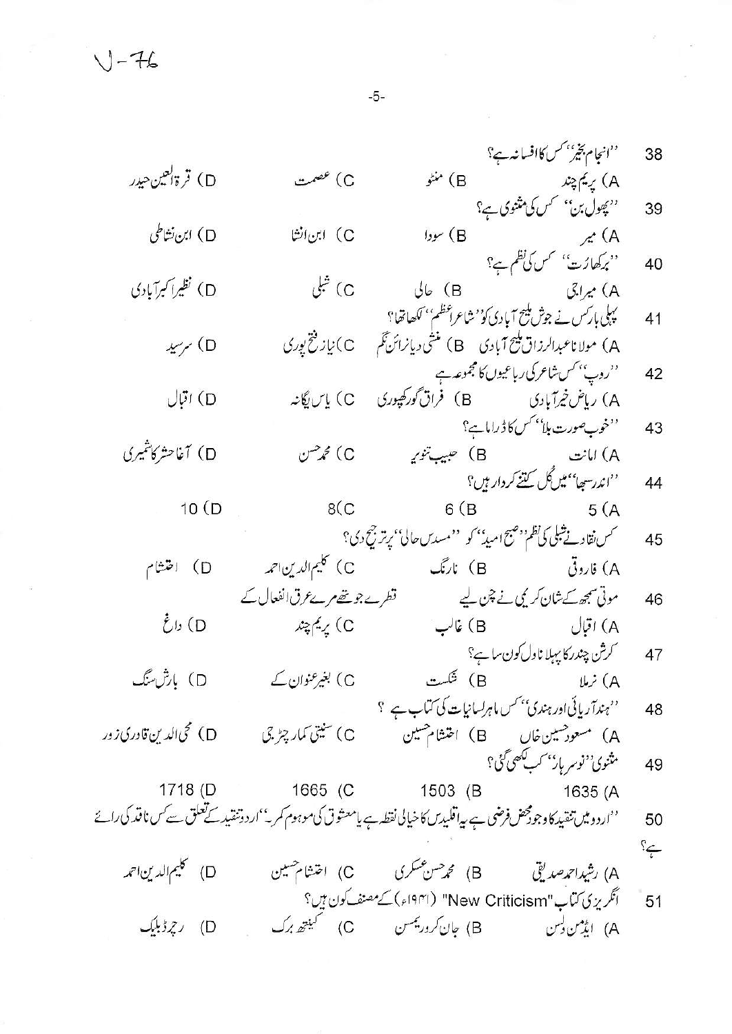V-76

38 ''انجام بخیر'' کس کا افسانہ ہے؟

A) پریم چند B) منٹو C) عصمت D) قرۃ العین حیدر

39 ''پھول بن'' کس کی مثنوی ہے؟

A) میر B) سودا C) ابن انشا D) ابن نشاطی

40 ''برکھارت'' کس کی نظم ہے؟

A) میراجی B) حالی C) شبلی D) نظیر اکبر آبادی

41 پہلی بار کس نے جوش ملیح آبادی کو ''شاعر اعظم'' لکھا تھا؟

A) مولانا عبدالرزاق ملیح آبادی B) منشی دیانرائن نگم C) نیاز فتح پوری D) سرسید

42 ''روپ'' کس شاعر کی رباعیوں کا مجموعہ ہے

A) ریاض خیر آبادی B) فراق گورکھپوری C) یاس یگانہ D) اقبال

43 ''خوب صورت بلا'' کس کا ڈراما ہے؟

A) امانت B) حبیب تنویر C) محمد حسن D) آغا حشر کاشمیری

44 ''اندر سبھا'' میں کُل کتنے کردار ہیں؟

A) 5 B) 6 C) 8 D) 10

45 کس نقاد نے شبلی کی نظم ''صبح امید'' کو ''مسدس حالی'' پر ترجیح دی؟

A) فاروقی B) نارنگ C) کلیم الدین احمد D) احتشام

46 موتی سمجھ کے شانِ کریمی نے چن لیے قطرے جو تھے مرے عرقِ انفعال کے

A) اقبال B) غالب C) پریم چند D) داغ

47 کرشن چندر کا پہلا ناول کون سا ہے؟

A) نرملا B) شکست C) بغیر عنوان کے D) بارش سنگ

48 ''ہند آریائی اور ہندی'' کس ماہر لسانیات کی کتاب ہے ؟

A) مسعود حسین خاں B) احتشام حسین C) سنیتی کمار چٹرجی D) محی الدین قادری زور

49 مثنوی ''نوسرہار'' کب لکھی گئی؟

A) 1635 B) 1503 C) 1665 D) 1718

50 ''اردو میں تنقید کا وجود محض فرضی ہے یہ اقلیدس کا خیالی نقطہ ہے یا معشوق کی موہوم کمر۔'' اردو تنقید کے تعلق سے کس ناقد کی رائے ہے؟

A) رشید احمد صدیقی B) محمد حسن عسکری C) احتشام حسین D) کلیم الدین احمد

51 انگریزی کتاب "New Criticism" (۱۹۴۱ء) کے مصنف کون ہیں؟

A) ایڈمن ولسن B) جان کرو رینسن C) کینتھ برک D) رچرڈ بلیک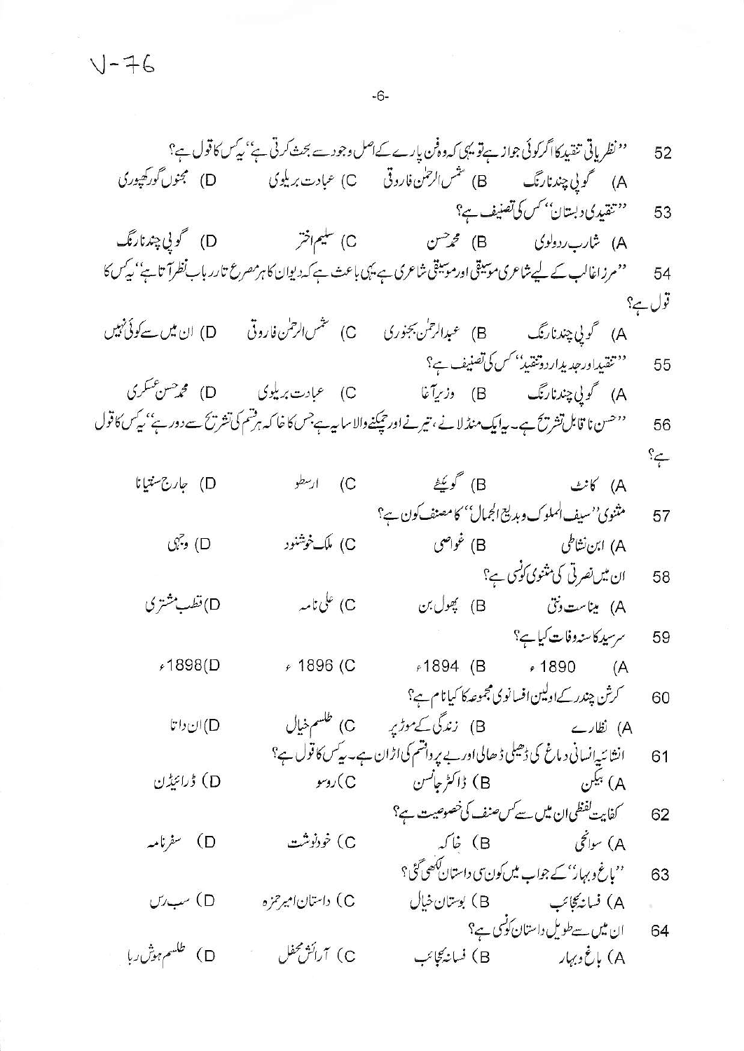V-76

52 ''نظریاتی تنقید کا اگر کوئی جواز ہے تو یہی کہ وہ فن پارے کے اصل وجود سے بحث کرتی ہے'' یہ کس کا قول ہے؟

A) گوپی چند نارنگ B) شمس الرحمٰن فاروقی C) عبادت بریلوی D) مجنوں گورکھپوری

53 ''تنقیدی دبستان'' کس کی تصنیف ہے؟

A) شارب ردولوی B) محمد حسن C) سلیم اختر D) گوپی چند نارنگ

54 ''مرزا غالب کے لیے شاعری موسیقی اور موسیقی شاعری ہے یہی باعث ہے کہ دیوان کا ہر مصرع تار رباب نظر آتا ہے'' یہ کس کا قول ہے؟

A) گوپی چند نارنگ B) عبدالرحمٰن بجنوری C) شمس الرحمٰن فاروقی D) ان میں سے کوئی نہیں

55 ''تنقید اور جدید اردو تنقید'' کس کی تصنیف ہے؟

A) گوپی چند نارنگ B) وزیر آغا C) عبادت بریلوی D) محمد حسن عسکری

56 ''حسن ناقابل تشریح ہے۔ یہ ایک منڈلانے، تیرنے اور چمکنے والا سایہ ہے جس کا خاکہ ہر قسم کی تشریح سے دور ہے'' یہ کس کا قول ہے؟

A) کانٹ B) گوئٹے C) ارسطو D) جارج سنتیانا

57 مثنوی ''سیف الملوک و بدیع الجمال'' کا مصنف کون ہے؟

A) ابن نشاطی B) غواصی C) ملک خوشنود D) وجہی

58 ان میں نصرتی کی مثنوی کونسی ہے؟

A) مینا ست ونتی B) پھول بن C) علی نامہ D) قطب مشتری

59 سرسید کا سنہ وفات کیا ہے؟

A) 1890ء B) 1894ء C) 1896ء D) 1898ء

60 کرشن چندر کے اولین افسانوی مجموعہ کا کیا نام ہے؟

A) نظارے B) زندگی کے موڑ پر C) طلسم خیال D) ان داتا

61 انشائیہ انسانی دماغ کی ڈھیلی ڈھالی اور بے پرواقسم کی اڑان ہے۔ یہ کس کا قول ہے؟

A) بیکن B) ڈاکٹر جانسن C) روسو D) ڈرائیڈن

62 کفایت لفظی ان میں سے کس صنف کی خصوصیت ہے؟

A) سوانح B) خاکہ C) خودنوشت D) سفرنامہ

63 ''باغ و بہار'' کے جواب میں کون سی داستان لکھی گئی؟

A) فسانۂ عجائب B) بوستان خیال C) داستان امیر حمزہ D) سب رس

64 ان میں سے طویل داستان کونسی ہے؟

A) باغ و بہار B) فسانۂ عجائب C) آرائش محفل D) طلسم ہوش ربا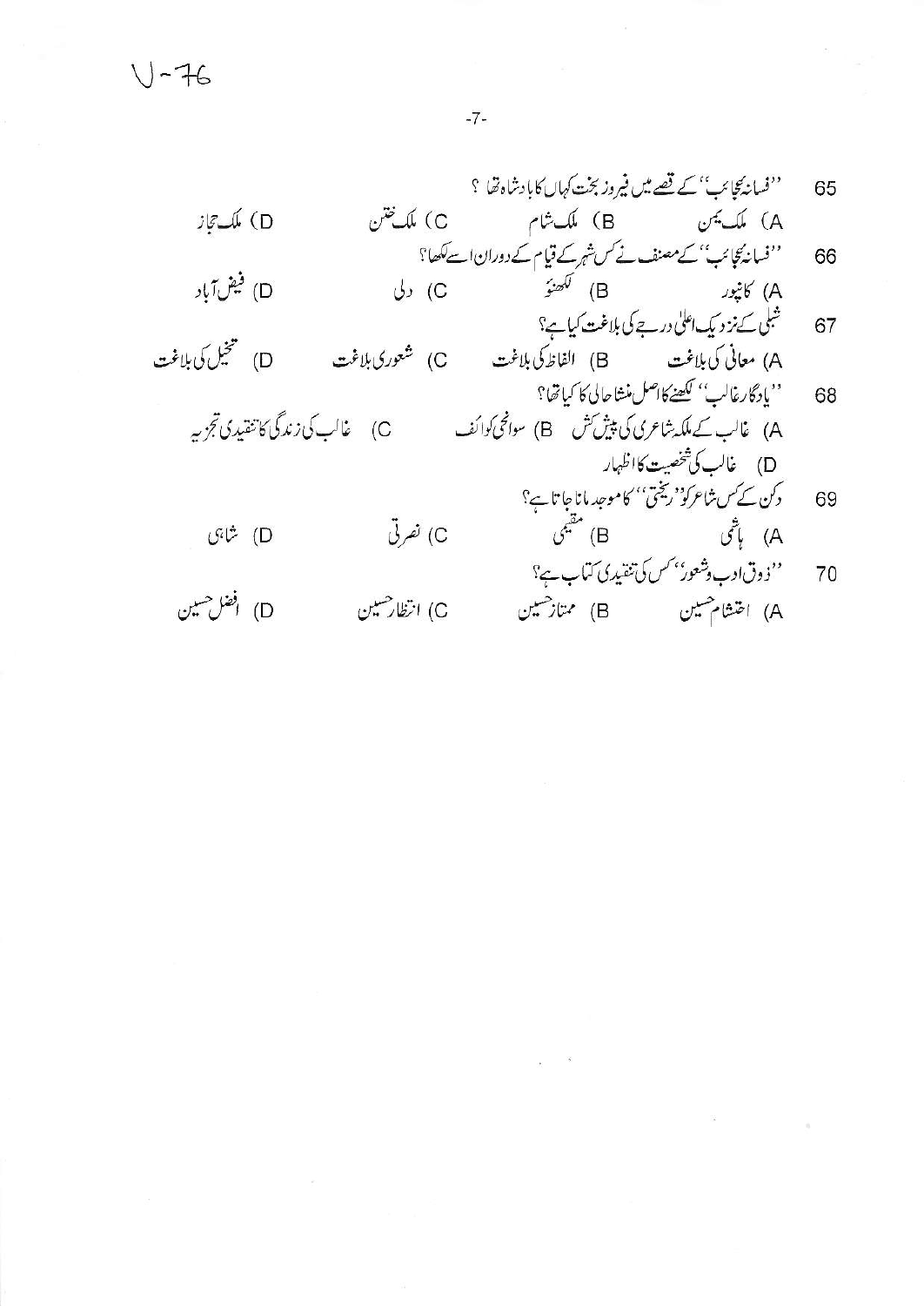V-76

65 ''فسانۂ عجائب'' کے قصے میں فیروز بخت کہاں کا بادشاہ تھا ؟

A) ملک یمن B) ملک شام C) ملک ختن D) ملک حجاز

66 ''فسانۂ عجائب'' کے مصنف نے کس شہر کے قیام کے دوران اسے لکھا؟

A) کانپور B) لکھنؤ C) دلی D) فیض آباد

67 شبلی کے نزدیک اعلیٰ درجے کی بلاغت کیا ہے؟

A) معانی کی بلاغت B) الفاظ کی بلاغت C) شعوری بلاغت D) تخیل کی بلاغت

68 ''یادگارِ غالب'' لکھنے کا اصل منشا حالی کا کیا تھا؟

A) غالب کے ملکہ شاعری کی پیش کش B) سوانحی کوائف C) غالب کی زندگی کا تنقیدی تجزیہ D) غالب کی شخصیت کا اظہار

69 دکن کے کس شاعر کو ''ریختی'' کا موجد مانا جاتا ہے؟

A) ہاشمی B) مقیمی C) نصرتی D) شاہی

70 ''ذوق ادب و شعور'' کس کی تنقیدی کتاب ہے؟

A) احتشام حسین B) ممتاز حسین C) انتظار حسین D) افضل حسین